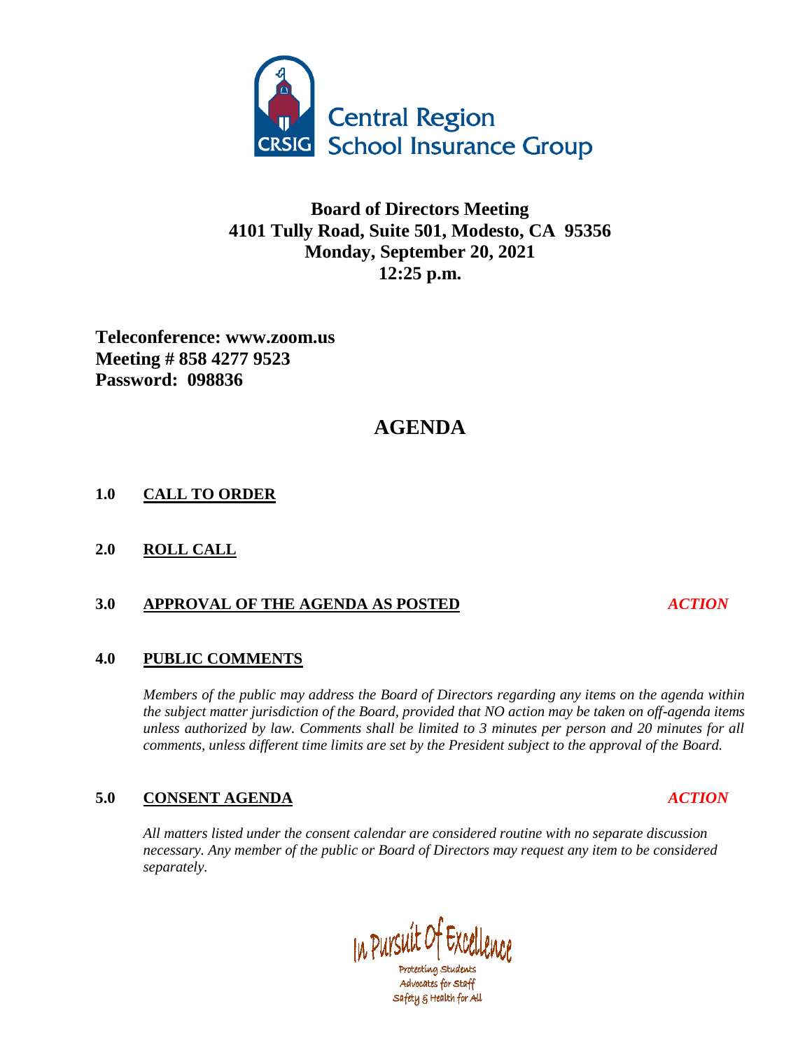Central Region School Insurance Group

# Board of Directors Meeting
## 4101 Tully Road, Suite 501, Modesto, CA 95356
## Monday, September 20, 2021
## 12:25 p.m.

**Teleconference: www.zoom.us**
**Meeting # 858 4277 9523**
**Password: 098836**

# AGENDA

**1.0 CALL TO ORDER**

**2.0 ROLL CALL**

**3.0 APPROVAL OF THE AGENDA AS POSTED** *ACTION*

**4.0 PUBLIC COMMENTS**

*Members of the public may address the Board of Directors regarding any items on the agenda within the subject matter jurisdiction of the Board, provided that NO action may be taken on off-agenda items unless authorized by law. Comments shall be limited to 3 minutes per person and 20 minutes for all comments, unless different time limits are set by the President subject to the approval of the Board.*

**5.0 CONSENT AGENDA** *ACTION*

*All matters listed under the consent calendar are considered routine with no separate discussion necessary. Any member of the public or Board of Directors may request any item to be considered separately.*

In Pursuit Of Excellence
Protecting Students
Advocates for Staff
Safety & Health for All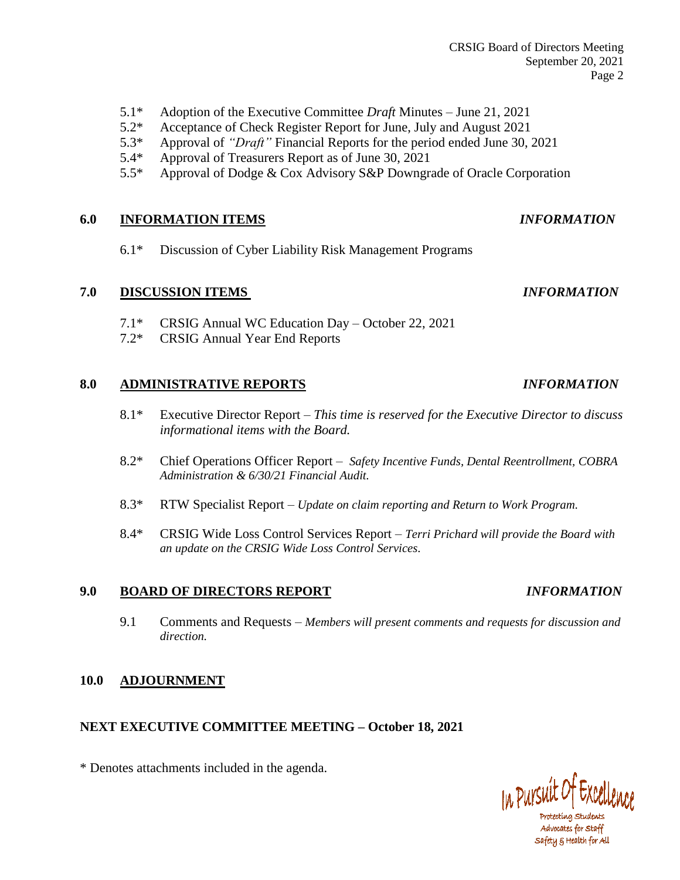- 5.1* Adoption of the Executive Committee *Draft* Minutes – June 21, 2021
- 5.2* Acceptance of Check Register Report for June, July and August 2021
- 5.3* Approval of *"Draft"* Financial Reports for the period ended June 30, 2021
- 5.4* Approval of Treasurers Report as of June 30, 2021
- 5.5* Approval of Dodge & Cox Advisory S&P Downgrade of Oracle Corporation

## 6.0 INFORMATION ITEMS — *INFORMATION*

- 6.1* Discussion of Cyber Liability Risk Management Programs

## 7.0 DISCUSSION ITEMS — *INFORMATION*

- 7.1* CRSIG Annual WC Education Day – October 22, 2021
- 7.2* CRSIG Annual Year End Reports

## 8.0 ADMINISTRATIVE REPORTS — *INFORMATION*

- 8.1* Executive Director Report – *This time is reserved for the Executive Director to discuss informational items with the Board.*

- 8.2* Chief Operations Officer Report – *Safety Incentive Funds, Dental Reentrollment, COBRA Administration & 6/30/21 Financial Audit.*

- 8.3* RTW Specialist Report – *Update on claim reporting and Return to Work Program.*

- 8.4* CRSIG Wide Loss Control Services Report – *Terri Prichard will provide the Board with an update on the CRSIG Wide Loss Control Services*.

## 9.0 BOARD OF DIRECTORS REPORT — *INFORMATION*

- 9.1 Comments and Requests – *Members will present comments and requests for discussion and direction.*

## 10.0 ADJOURNMENT

**NEXT EXECUTIVE COMMITTEE MEETING – October 18, 2021**

* Denotes attachments included in the agenda.

In Pursuit Of Excellence

Protecting Students
Advocates for Staff
Safety & Health for All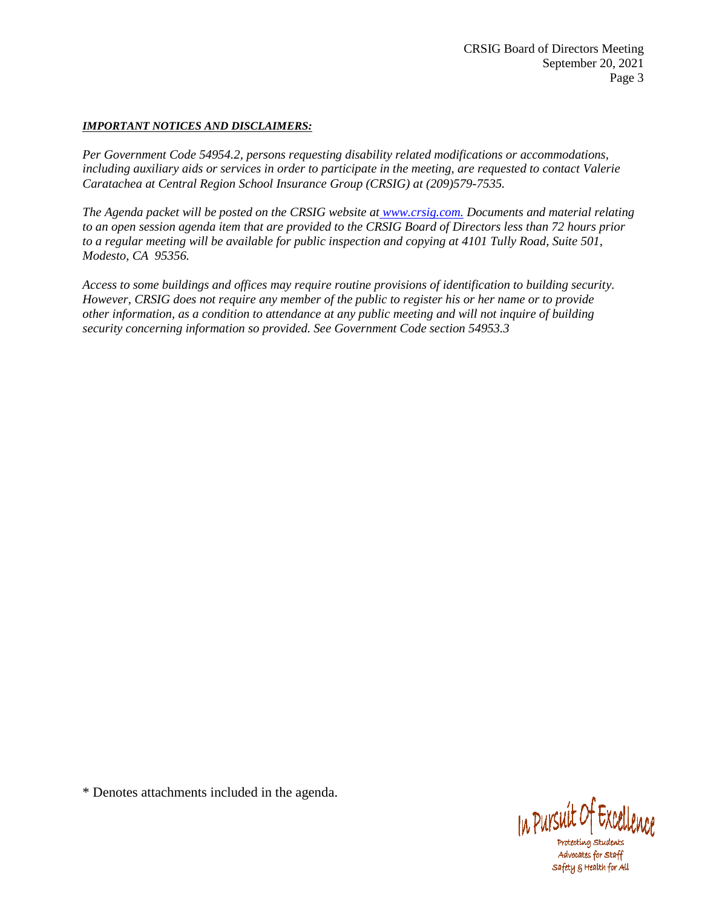***IMPORTANT NOTICES AND DISCLAIMERS:***

*Per Government Code 54954.2, persons requesting disability related modifications or accommodations, including auxiliary aids or services in order to participate in the meeting, are requested to contact Valerie Caratachea at Central Region School Insurance Group (CRSIG) at (209)579-7535.*

*The Agenda packet will be posted on the CRSIG website at www.crsig.com. Documents and material relating to an open session agenda item that are provided to the CRSIG Board of Directors less than 72 hours prior to a regular meeting will be available for public inspection and copying at 4101 Tully Road, Suite 501, Modesto, CA 95356.*

*Access to some buildings and offices may require routine provisions of identification to building security. However, CRSIG does not require any member of the public to register his or her name or to provide other information, as a condition to attendance at any public meeting and will not inquire of building security concerning information so provided. See Government Code section 54953.3*

* Denotes attachments included in the agenda.

In Pursuit Of Excellence

Protecting Students
Advocates for Staff
Safety & Health for All